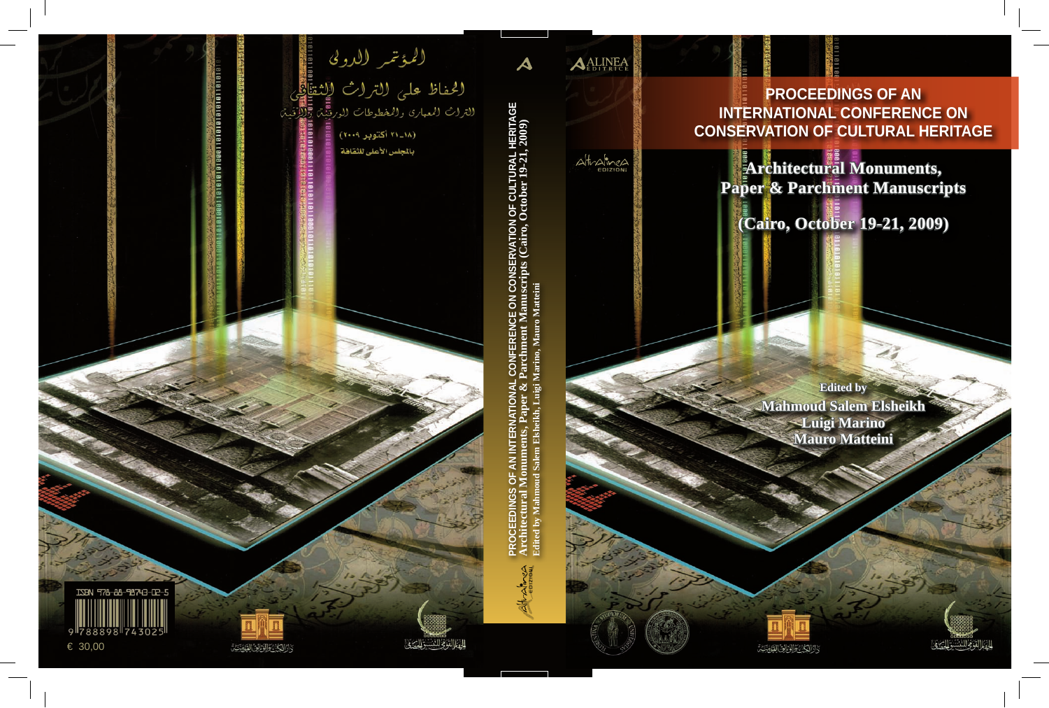المؤتمر الدولى

الحفاظ على التراث الثقافى

التراث المعمارى والمخطوطات الورقية والرقية

(١٨_٢١ أكتوبر ٢٠٠٩)

بالمجلس الأعلى للثقافة

ISBN 978-88-98743-02-5

€ 30,00

PROCEEDINGS OF AN INTERNATIONAL CONFERENCE ON CONSERVATION OF CULTURAL HERITAGE
Architectural Monuments, Paper & Parchment Manuscripts (Cairo, October 19-21, 2009)
Edited by Mahmoud Salem Elsheikh, Luigi Marino, Mauro Matteini

ALINEA EDITRICE

Altralinea EDIZIONI

# PROCEEDINGS OF AN INTERNATIONAL CONFERENCE ON CONSERVATION OF CULTURAL HERITAGE

## Architectural Monuments, Paper & Parchment Manuscripts

## (Cairo, October 19-21, 2009)

Edited by

**Mahmoud Salem Elsheikh**
**Luigi Marino**
**Mauro Matteini**

دار الكتب والوثائق القومية

المجلس القومي للتنسيق الحضاري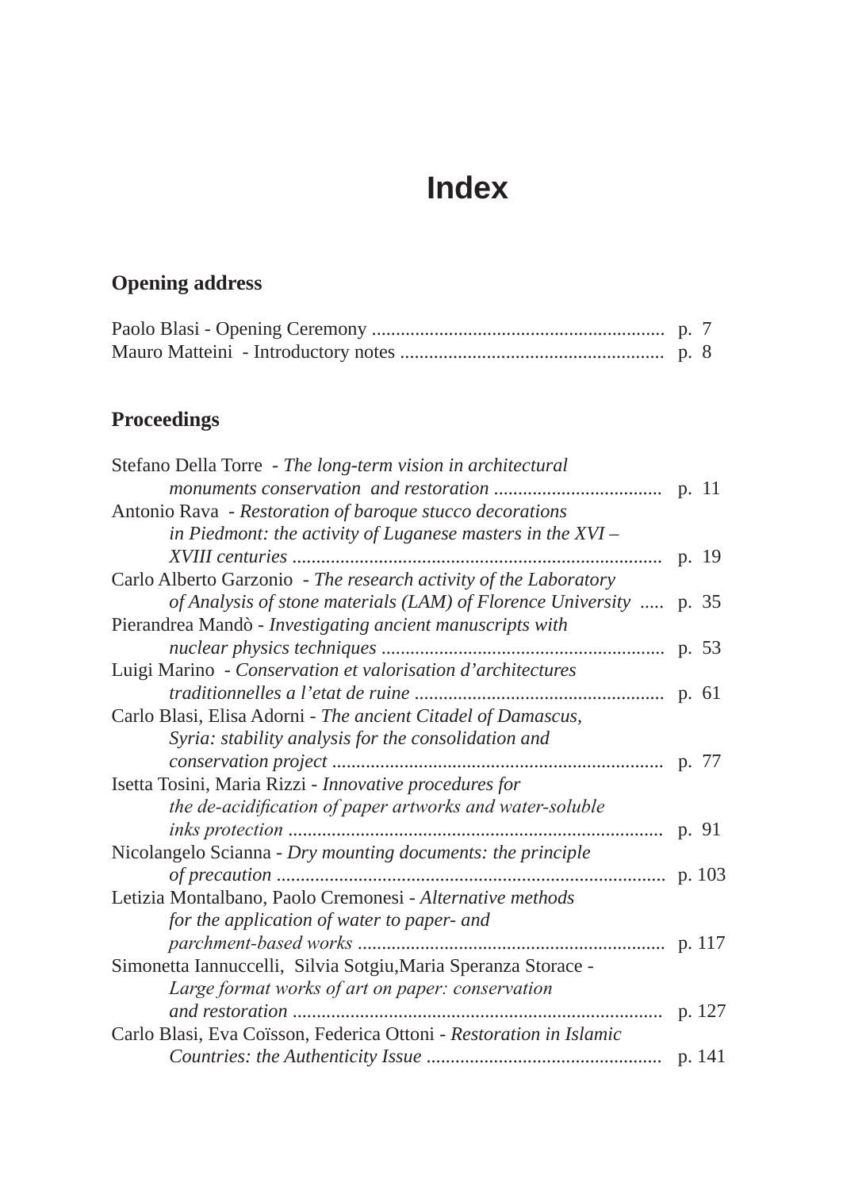# Index

## Opening address

Paolo Blasi - Opening Ceremony ............................................................ p. 7
Mauro Matteini - Introductory notes ...................................................... p. 8

## Proceedings

Stefano Della Torre - *The long-term vision in architectural monuments conservation and restoration* .................................. p. 11

Antonio Rava - *Restoration of baroque stucco decorations in Piedmont: the activity of Luganese masters in the XVI – XVIII centuries* ............................................................................ p. 19

Carlo Alberto Garzonio - *The research activity of the Laboratory of Analysis of stone materials (LAM) of Florence University* ..... p. 35

Pierandrea Mandò - *Investigating ancient manuscripts with nuclear physics techniques* .......................................................... p. 53

Luigi Marino - *Conservation et valorisation d'architectures traditionnelles a l'etat de ruine* ................................................... p. 61

Carlo Blasi, Elisa Adorni - *The ancient Citadel of Damascus, Syria: stability analysis for the consolidation and conservation project* .................................................................... p. 77

Isetta Tosini, Maria Rizzi - *Innovative procedures for the de-acidification of paper artworks and water-soluble inks protection* ............................................................................. p. 91

Nicolangelo Scianna - *Dry mounting documents: the principle of precaution* ................................................................................ p. 103

Letizia Montalbano, Paolo Cremonesi - *Alternative methods for the application of water to paper- and parchment-based works* ............................................................... p. 117

Simonetta Iannuccelli, Silvia Sotgiu,Maria Speranza Storace - *Large format works of art on paper: conservation and restoration* ............................................................................ p. 127

Carlo Blasi, Eva Coïsson, Federica Ottoni - *Restoration in Islamic Countries: the Authenticity Issue* ................................................ p. 141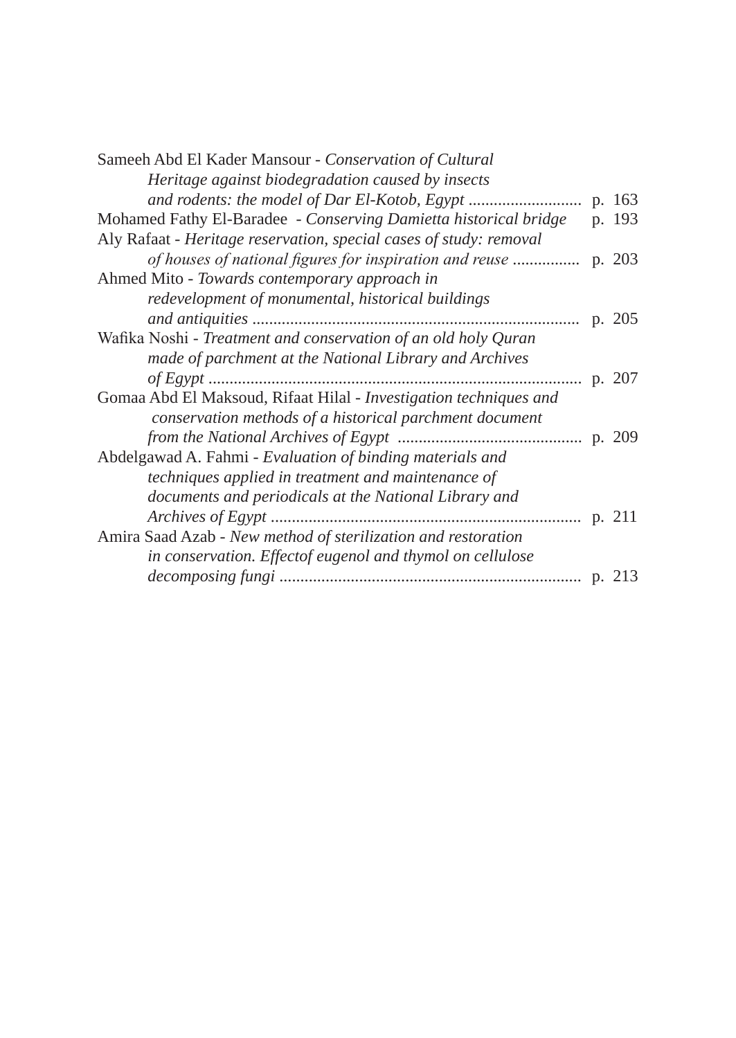Sameeh Abd El Kader Mansour - *Conservation of Cultural Heritage against biodegradation caused by insects and rodents: the model of Dar El-Kotob, Egypt* ........................... p. 163

Mohamed Fathy El-Baradee - *Conserving Damietta historical bridge* p. 193

Aly Rafaat - *Heritage reservation, special cases of study: removal of houses of national figures for inspiration and reuse* ................ p. 203

Ahmed Mito - *Towards contemporary approach in redevelopment of monumental, historical buildings and antiquities* .............................................................................. p. 205

Wafika Noshi - *Treatment and conservation of an old holy Quran made of parchment at the National Library and Archives of Egypt* ......................................................................................... p. 207

Gomaa Abd El Maksoud, Rifaat Hilal - *Investigation techniques and conservation methods of a historical parchment document from the National Archives of Egypt* ............................................ p. 209

Abdelgawad A. Fahmi - *Evaluation of binding materials and techniques applied in treatment and maintenance of documents and periodicals at the National Library and Archives of Egypt* ......................................................................... p. 211

Amira Saad Azab - *New method of sterilization and restoration in conservation. Effectof eugenol and thymol on cellulose decomposing fungi* ........................................................................ p. 213